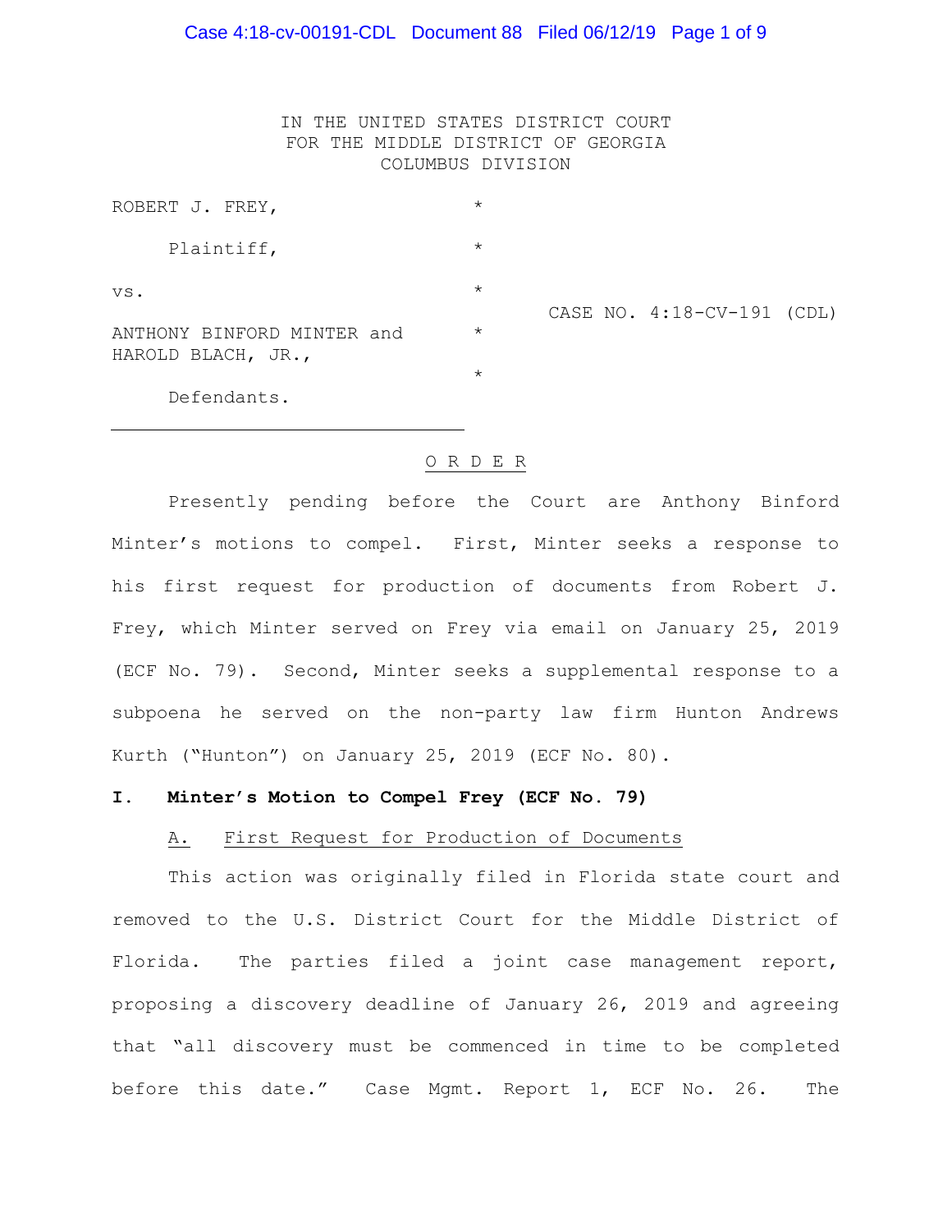IN THE UNITED STATES DISTRICT COURT
FOR THE MIDDLE DISTRICT OF GEORGIA
COLUMBUS DIVISION

ROBERT J. FREY,

Plaintiff,

vs.

ANTHONY BINFORD MINTER and HAROLD BLACH, JR.,

Defendants.

CASE NO. 4:18-CV-191 (CDL)

O R D E R

Presently pending before the Court are Anthony Binford Minter's motions to compel. First, Minter seeks a response to his first request for production of documents from Robert J. Frey, which Minter served on Frey via email on January 25, 2019 (ECF No. 79). Second, Minter seeks a supplemental response to a subpoena he served on the non-party law firm Hunton Andrews Kurth ("Hunton") on January 25, 2019 (ECF No. 80).

**I. Minter's Motion to Compel Frey (ECF No. 79)**

A. First Request for Production of Documents

This action was originally filed in Florida state court and removed to the U.S. District Court for the Middle District of Florida. The parties filed a joint case management report, proposing a discovery deadline of January 26, 2019 and agreeing that "all discovery must be commenced in time to be completed before this date." Case Mgmt. Report 1, ECF No. 26. The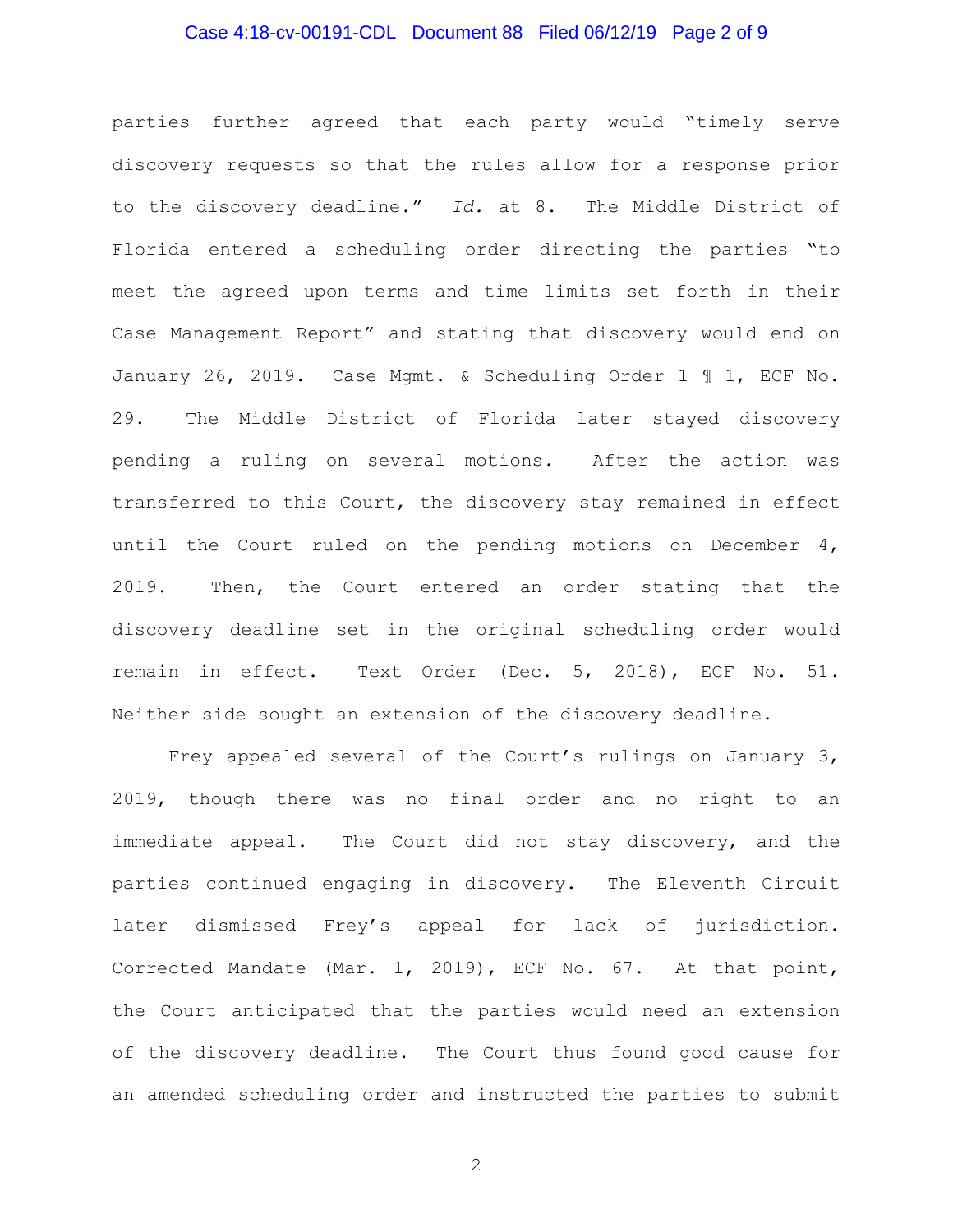parties further agreed that each party would "timely serve discovery requests so that the rules allow for a response prior to the discovery deadline." *Id.* at 8. The Middle District of Florida entered a scheduling order directing the parties "to meet the agreed upon terms and time limits set forth in their Case Management Report" and stating that discovery would end on January 26, 2019. Case Mgmt. & Scheduling Order 1 ¶ 1, ECF No. 29. The Middle District of Florida later stayed discovery pending a ruling on several motions. After the action was transferred to this Court, the discovery stay remained in effect until the Court ruled on the pending motions on December 4, 2019. Then, the Court entered an order stating that the discovery deadline set in the original scheduling order would remain in effect. Text Order (Dec. 5, 2018), ECF No. 51. Neither side sought an extension of the discovery deadline.

Frey appealed several of the Court's rulings on January 3, 2019, though there was no final order and no right to an immediate appeal. The Court did not stay discovery, and the parties continued engaging in discovery. The Eleventh Circuit later dismissed Frey's appeal for lack of jurisdiction. Corrected Mandate (Mar. 1, 2019), ECF No. 67. At that point, the Court anticipated that the parties would need an extension of the discovery deadline. The Court thus found good cause for an amended scheduling order and instructed the parties to submit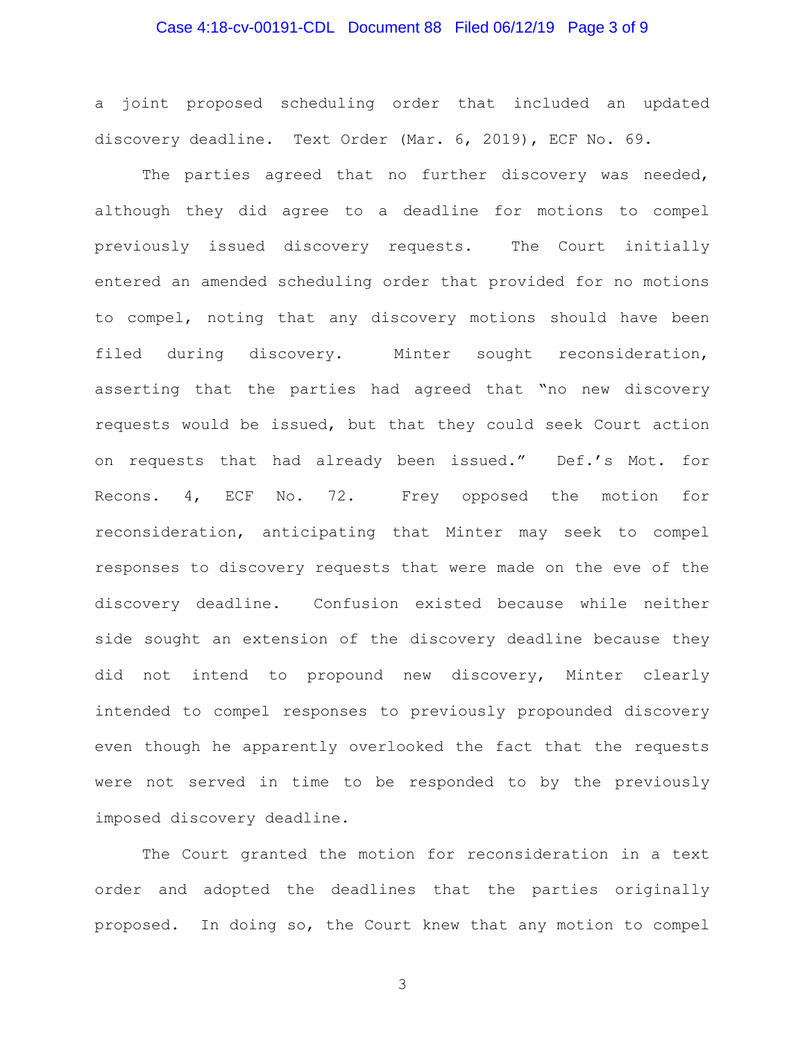a joint proposed scheduling order that included an updated discovery deadline. Text Order (Mar. 6, 2019), ECF No. 69.

The parties agreed that no further discovery was needed, although they did agree to a deadline for motions to compel previously issued discovery requests. The Court initially entered an amended scheduling order that provided for no motions to compel, noting that any discovery motions should have been filed during discovery. Minter sought reconsideration, asserting that the parties had agreed that "no new discovery requests would be issued, but that they could seek Court action on requests that had already been issued." Def.'s Mot. for Recons. 4, ECF No. 72. Frey opposed the motion for reconsideration, anticipating that Minter may seek to compel responses to discovery requests that were made on the eve of the discovery deadline. Confusion existed because while neither side sought an extension of the discovery deadline because they did not intend to propound new discovery, Minter clearly intended to compel responses to previously propounded discovery even though he apparently overlooked the fact that the requests were not served in time to be responded to by the previously imposed discovery deadline.

The Court granted the motion for reconsideration in a text order and adopted the deadlines that the parties originally proposed. In doing so, the Court knew that any motion to compel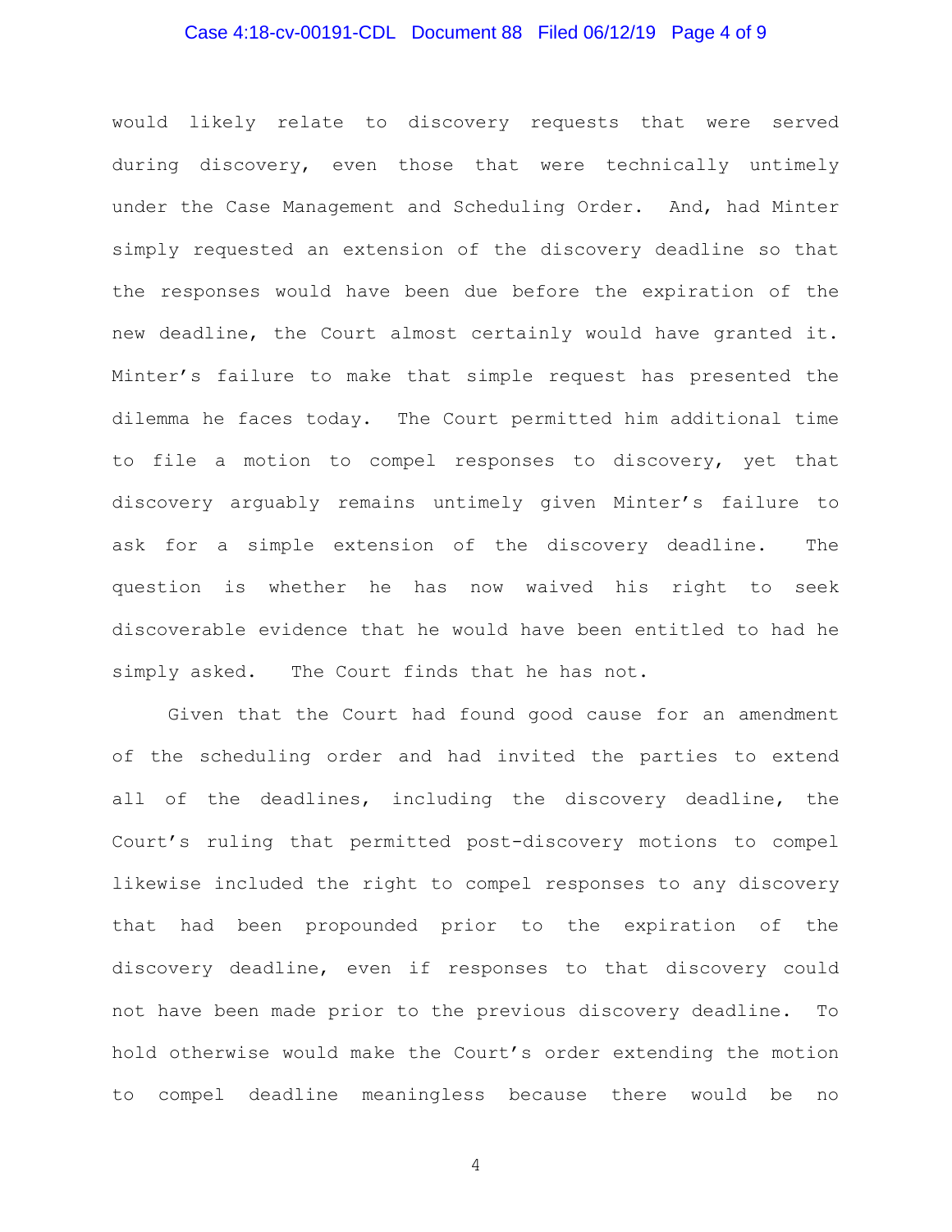would likely relate to discovery requests that were served during discovery, even those that were technically untimely under the Case Management and Scheduling Order. And, had Minter simply requested an extension of the discovery deadline so that the responses would have been due before the expiration of the new deadline, the Court almost certainly would have granted it. Minter's failure to make that simple request has presented the dilemma he faces today. The Court permitted him additional time to file a motion to compel responses to discovery, yet that discovery arguably remains untimely given Minter's failure to ask for a simple extension of the discovery deadline. The question is whether he has now waived his right to seek discoverable evidence that he would have been entitled to had he simply asked. The Court finds that he has not.

Given that the Court had found good cause for an amendment of the scheduling order and had invited the parties to extend all of the deadlines, including the discovery deadline, the Court's ruling that permitted post-discovery motions to compel likewise included the right to compel responses to any discovery that had been propounded prior to the expiration of the discovery deadline, even if responses to that discovery could not have been made prior to the previous discovery deadline. To hold otherwise would make the Court's order extending the motion to compel deadline meaningless because there would be no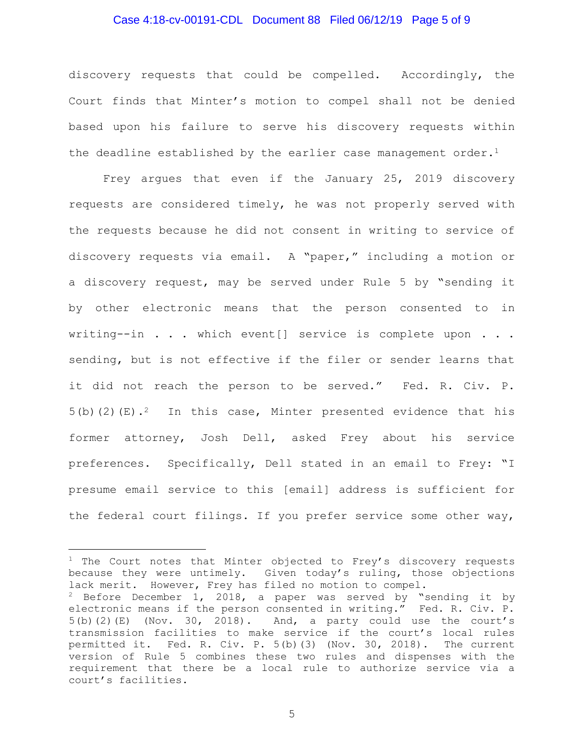discovery requests that could be compelled. Accordingly, the Court finds that Minter's motion to compel shall not be denied based upon his failure to serve his discovery requests within the deadline established by the earlier case management order.[1]

Frey argues that even if the January 25, 2019 discovery requests are considered timely, he was not properly served with the requests because he did not consent in writing to service of discovery requests via email. A "paper," including a motion or a discovery request, may be served under Rule 5 by "sending it by other electronic means that the person consented to in writing--in . . . which event[] service is complete upon . . . sending, but is not effective if the filer or sender learns that it did not reach the person to be served." Fed. R. Civ. P. 5(b)(2)(E).[2] In this case, Minter presented evidence that his former attorney, Josh Dell, asked Frey about his service preferences. Specifically, Dell stated in an email to Frey: "I presume email service to this [email] address is sufficient for the federal court filings. If you prefer service some other way,

---

[1] The Court notes that Minter objected to Frey's discovery requests because they were untimely. Given today's ruling, those objections lack merit. However, Frey has filed no motion to compel.

[2] Before December 1, 2018, a paper was served by "sending it by electronic means if the person consented in writing." Fed. R. Civ. P. 5(b)(2)(E) (Nov. 30, 2018). And, a party could use the court's transmission facilities to make service if the court's local rules permitted it. Fed. R. Civ. P. 5(b)(3) (Nov. 30, 2018). The current version of Rule 5 combines these two rules and dispenses with the requirement that there be a local rule to authorize service via a court's facilities.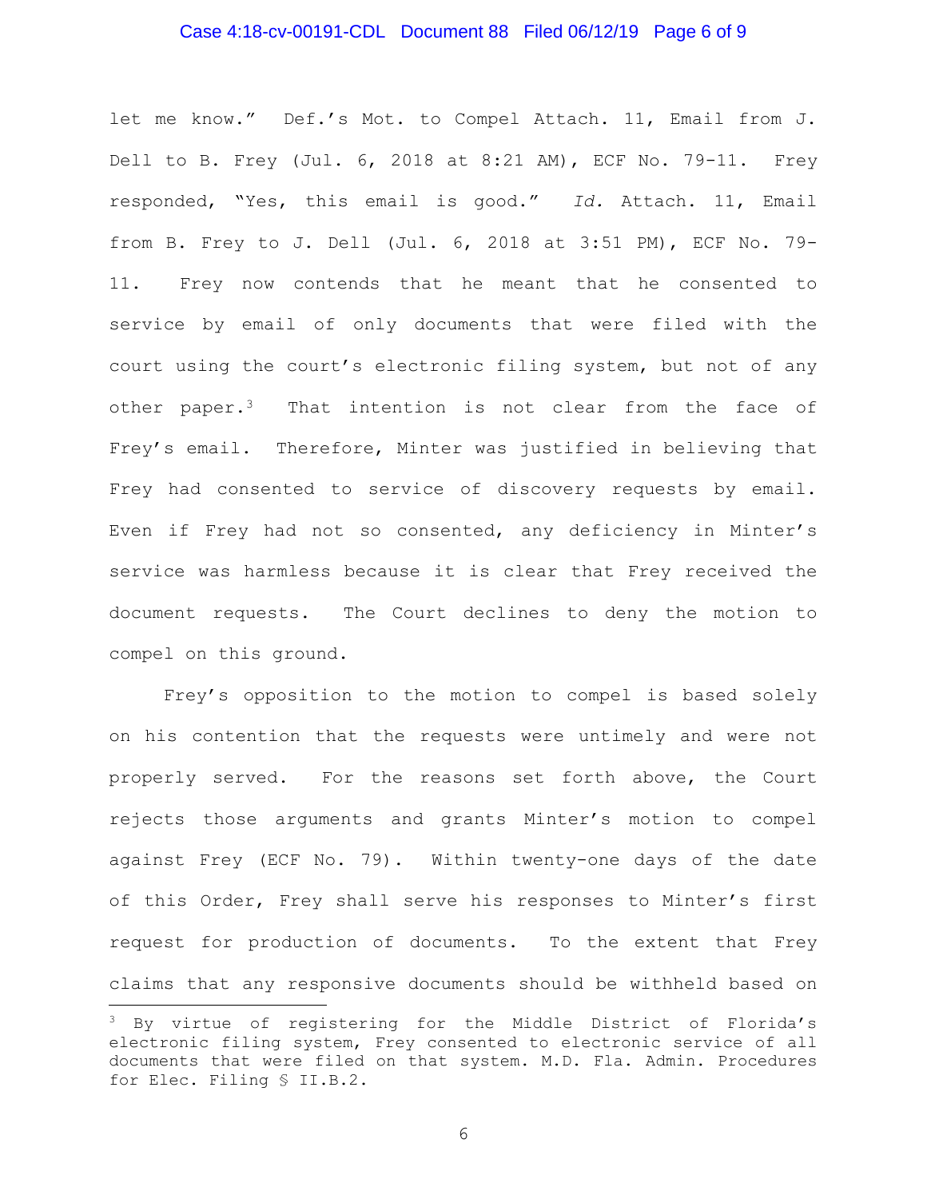let me know." Def.'s Mot. to Compel Attach. 11, Email from J. Dell to B. Frey (Jul. 6, 2018 at 8:21 AM), ECF No. 79-11. Frey responded, "Yes, this email is good." *Id.* Attach. 11, Email from B. Frey to J. Dell (Jul. 6, 2018 at 3:51 PM), ECF No. 79-11. Frey now contends that he meant that he consented to service by email of only documents that were filed with the court using the court's electronic filing system, but not of any other paper.[3] That intention is not clear from the face of Frey's email. Therefore, Minter was justified in believing that Frey had consented to service of discovery requests by email. Even if Frey had not so consented, any deficiency in Minter's service was harmless because it is clear that Frey received the document requests. The Court declines to deny the motion to compel on this ground.

Frey's opposition to the motion to compel is based solely on his contention that the requests were untimely and were not properly served. For the reasons set forth above, the Court rejects those arguments and grants Minter's motion to compel against Frey (ECF No. 79). Within twenty-one days of the date of this Order, Frey shall serve his responses to Minter's first request for production of documents. To the extent that Frey claims that any responsive documents should be withheld based on

---

[3] By virtue of registering for the Middle District of Florida's electronic filing system, Frey consented to electronic service of all documents that were filed on that system. M.D. Fla. Admin. Procedures for Elec. Filing § II.B.2.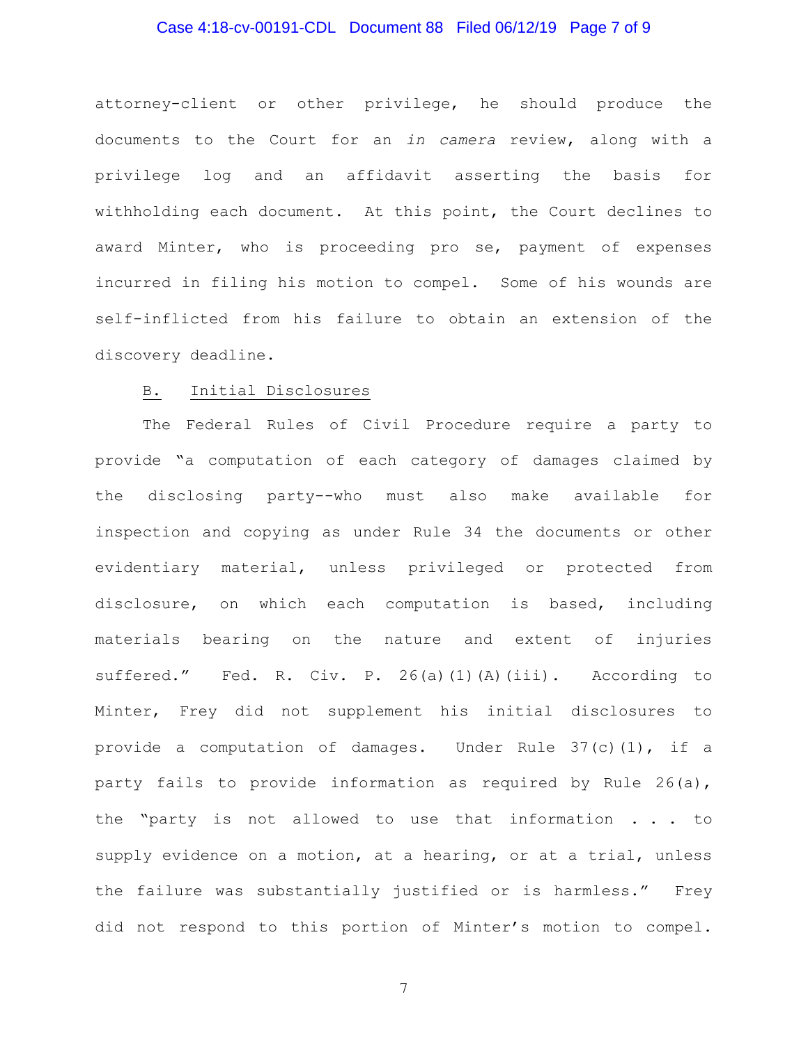attorney-client or other privilege, he should produce the documents to the Court for an *in camera* review, along with a privilege log and an affidavit asserting the basis for withholding each document. At this point, the Court declines to award Minter, who is proceeding pro se, payment of expenses incurred in filing his motion to compel. Some of his wounds are self-inflicted from his failure to obtain an extension of the discovery deadline.

## B. Initial Disclosures

The Federal Rules of Civil Procedure require a party to provide "a computation of each category of damages claimed by the disclosing party--who must also make available for inspection and copying as under Rule 34 the documents or other evidentiary material, unless privileged or protected from disclosure, on which each computation is based, including materials bearing on the nature and extent of injuries suffered." Fed. R. Civ. P. 26(a)(1)(A)(iii). According to Minter, Frey did not supplement his initial disclosures to provide a computation of damages. Under Rule 37(c)(1), if a party fails to provide information as required by Rule 26(a), the "party is not allowed to use that information . . . to supply evidence on a motion, at a hearing, or at a trial, unless the failure was substantially justified or is harmless." Frey did not respond to this portion of Minter's motion to compel.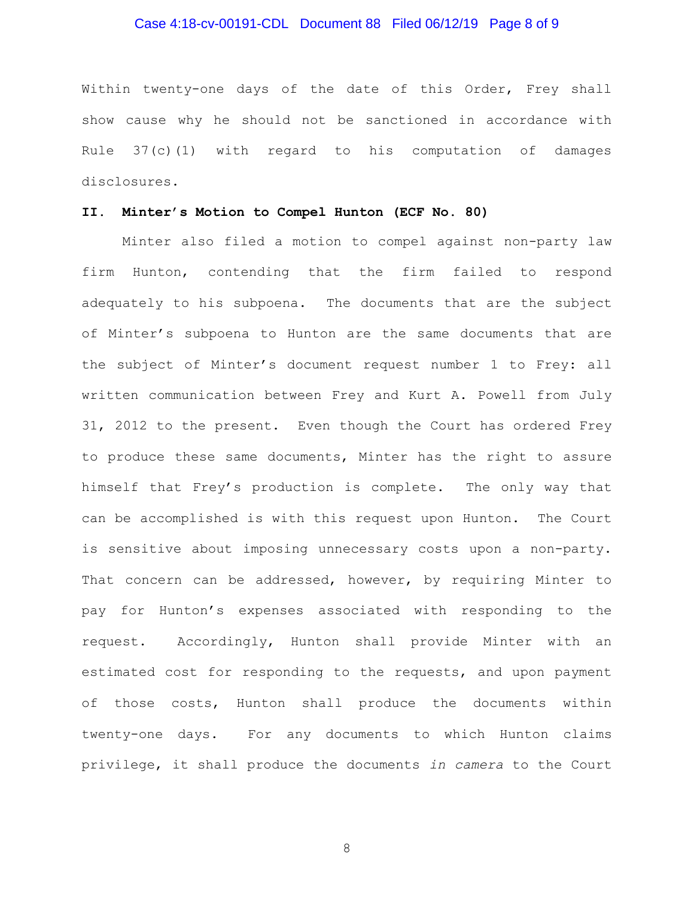Within twenty-one days of the date of this Order, Frey shall show cause why he should not be sanctioned in accordance with Rule 37(c)(1) with regard to his computation of damages disclosures.

## II. Minter's Motion to Compel Hunton (ECF No. 80)

Minter also filed a motion to compel against non-party law firm Hunton, contending that the firm failed to respond adequately to his subpoena. The documents that are the subject of Minter's subpoena to Hunton are the same documents that are the subject of Minter's document request number 1 to Frey: all written communication between Frey and Kurt A. Powell from July 31, 2012 to the present. Even though the Court has ordered Frey to produce these same documents, Minter has the right to assure himself that Frey's production is complete. The only way that can be accomplished is with this request upon Hunton. The Court is sensitive about imposing unnecessary costs upon a non-party. That concern can be addressed, however, by requiring Minter to pay for Hunton's expenses associated with responding to the request. Accordingly, Hunton shall provide Minter with an estimated cost for responding to the requests, and upon payment of those costs, Hunton shall produce the documents within twenty-one days. For any documents to which Hunton claims privilege, it shall produce the documents *in camera* to the Court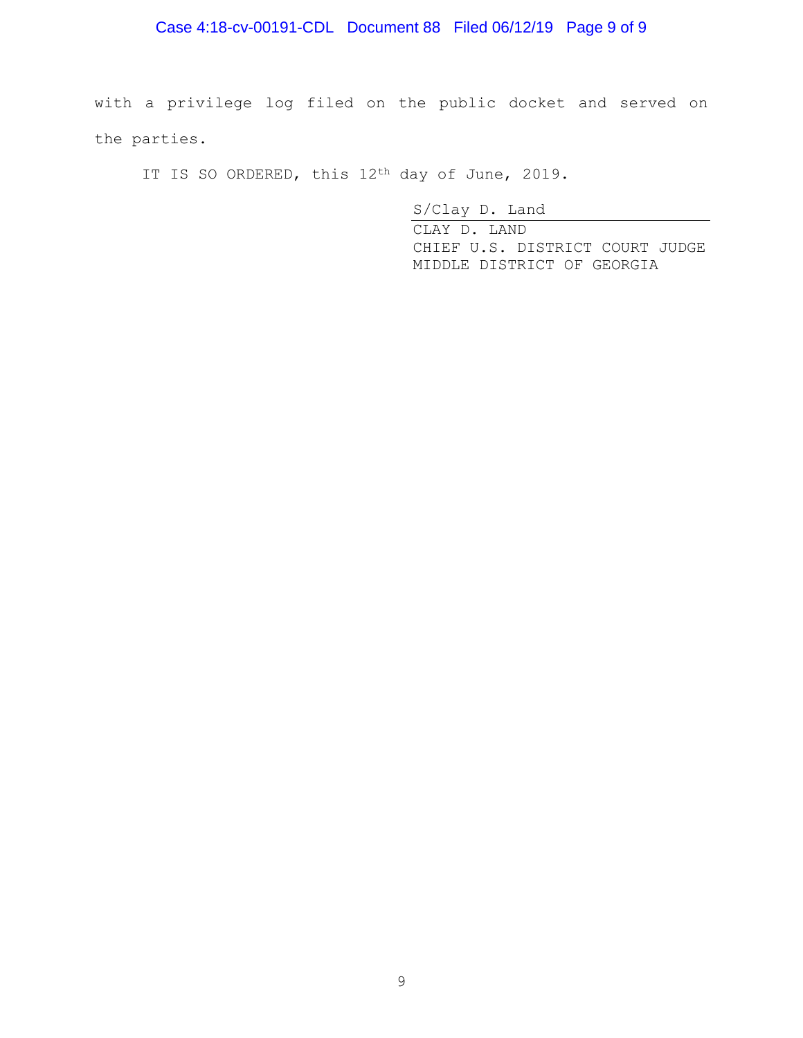with a privilege log filed on the public docket and served on the parties.

IT IS SO ORDERED, this 12th day of June, 2019.

S/Clay D. Land

CLAY D. LAND
CHIEF U.S. DISTRICT COURT JUDGE
MIDDLE DISTRICT OF GEORGIA